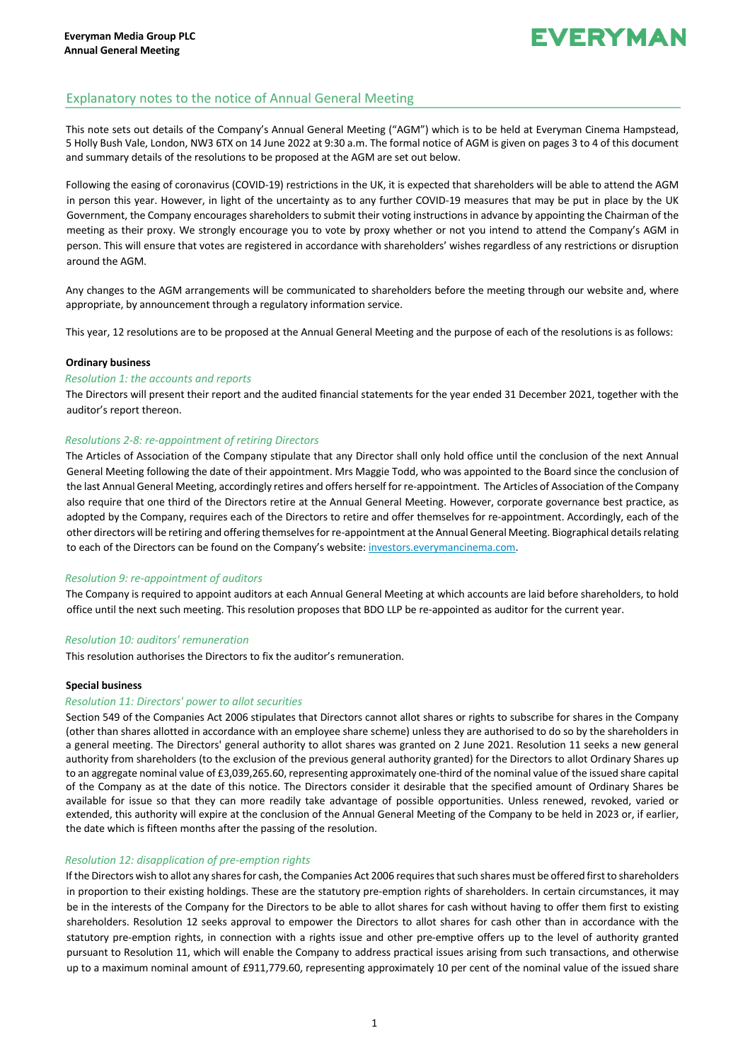## Explanatory notes to the notice of Annual General Meeting

This note sets out details of the Company's Annual General Meeting ("AGM") which is to be held at Everyman Cinema Hampstead, 5 Holly Bush Vale, London, NW3 6TX on 14 June 2022 at 9:30 a.m. The formal notice of AGM is given on pages 3 to 4 of this document and summary details of the resolutions to be proposed at the AGM are set out below.

Following the easing of coronavirus (COVID-19) restrictions in the UK, it is expected that shareholders will be able to attend the AGM in person this year. However, in light of the uncertainty as to any further COVID-19 measures that may be put in place by the UK Government, the Company encourages shareholders to submit their voting instructions in advance by appointing the Chairman of the meeting as their proxy. We strongly encourage you to vote by proxy whether or not you intend to attend the Company's AGM in person. This will ensure that votes are registered in accordance with shareholders' wishes regardless of any restrictions or disruption around the AGM.

Any changes to the AGM arrangements will be communicated to shareholders before the meeting through our website and, where appropriate, by announcement through a regulatory information service.

This year, 12 resolutions are to be proposed at the Annual General Meeting and the purpose of each of the resolutions is as follows:

**Ordinary business**

*Resolution 1: the accounts and reports*

The Directors will present their report and the audited financial statements for the year ended 31 December 2021, together with the auditor's report thereon.

*Resolutions 2-8: re-appointment of retiring Directors*

The Articles of Association of the Company stipulate that any Director shall only hold office until the conclusion of the next Annual General Meeting following the date of their appointment. Mrs Maggie Todd, who was appointed to the Board since the conclusion of the last Annual General Meeting, accordingly retires and offers herself for re-appointment. The Articles of Association of the Company also require that one third of the Directors retire at the Annual General Meeting. However, corporate governance best practice, as adopted by the Company, requires each of the Directors to retire and offer themselves for re-appointment. Accordingly, each of the other directors will be retiring and offering themselves for re-appointment at the Annual General Meeting. Biographical details relating to each of the Directors can be found on the Company's website: investors.everymancinema.com.

*Resolution 9: re-appointment of auditors*

The Company is required to appoint auditors at each Annual General Meeting at which accounts are laid before shareholders, to hold office until the next such meeting. This resolution proposes that BDO LLP be re-appointed as auditor for the current year.

*Resolution 10: auditors' remuneration*

This resolution authorises the Directors to fix the auditor's remuneration.

**Special business**

*Resolution 11: Directors' power to allot securities*

Section 549 of the Companies Act 2006 stipulates that Directors cannot allot shares or rights to subscribe for shares in the Company (other than shares allotted in accordance with an employee share scheme) unless they are authorised to do so by the shareholders in a general meeting. The Directors' general authority to allot shares was granted on 2 June 2021. Resolution 11 seeks a new general authority from shareholders (to the exclusion of the previous general authority granted) for the Directors to allot Ordinary Shares up to an aggregate nominal value of £3,039,265.60, representing approximately one-third of the nominal value of the issued share capital of the Company as at the date of this notice. The Directors consider it desirable that the specified amount of Ordinary Shares be available for issue so that they can more readily take advantage of possible opportunities. Unless renewed, revoked, varied or extended, this authority will expire at the conclusion of the Annual General Meeting of the Company to be held in 2023 or, if earlier, the date which is fifteen months after the passing of the resolution.

*Resolution 12: disapplication of pre-emption rights*

If the Directors wish to allot any shares for cash, the Companies Act 2006 requires that such shares must be offered first to shareholders in proportion to their existing holdings. These are the statutory pre-emption rights of shareholders. In certain circumstances, it may be in the interests of the Company for the Directors to be able to allot shares for cash without having to offer them first to existing shareholders. Resolution 12 seeks approval to empower the Directors to allot shares for cash other than in accordance with the statutory pre-emption rights, in connection with a rights issue and other pre-emptive offers up to the level of authority granted pursuant to Resolution 11, which will enable the Company to address practical issues arising from such transactions, and otherwise up to a maximum nominal amount of £911,779.60, representing approximately 10 per cent of the nominal value of the issued share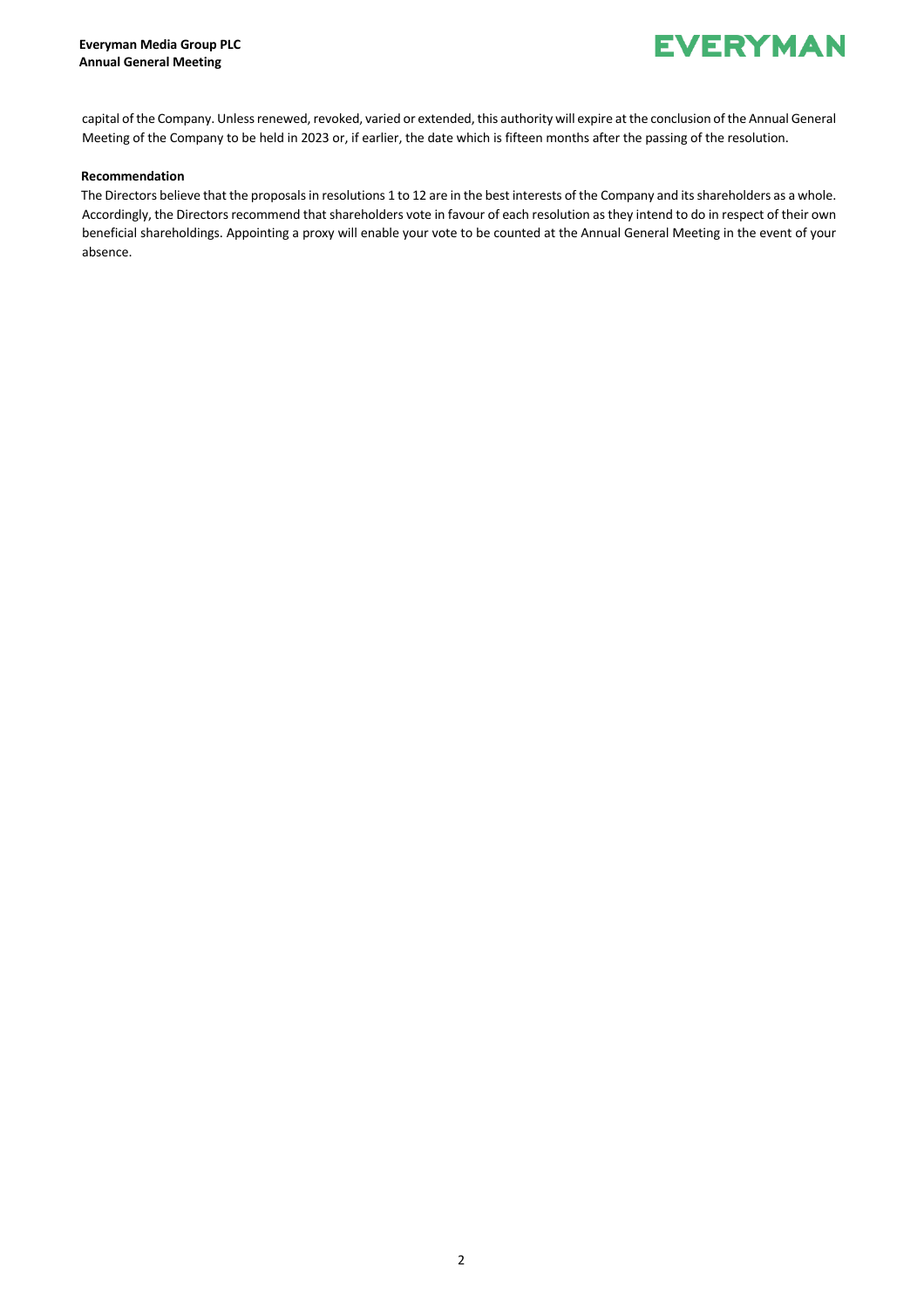capital of the Company. Unless renewed, revoked, varied or extended, this authority will expire at the conclusion of the Annual General Meeting of the Company to be held in 2023 or, if earlier, the date which is fifteen months after the passing of the resolution.

**Recommendation**

The Directors believe that the proposals in resolutions 1 to 12 are in the best interests of the Company and its shareholders as a whole. Accordingly, the Directors recommend that shareholders vote in favour of each resolution as they intend to do in respect of their own beneficial shareholdings. Appointing a proxy will enable your vote to be counted at the Annual General Meeting in the event of your absence.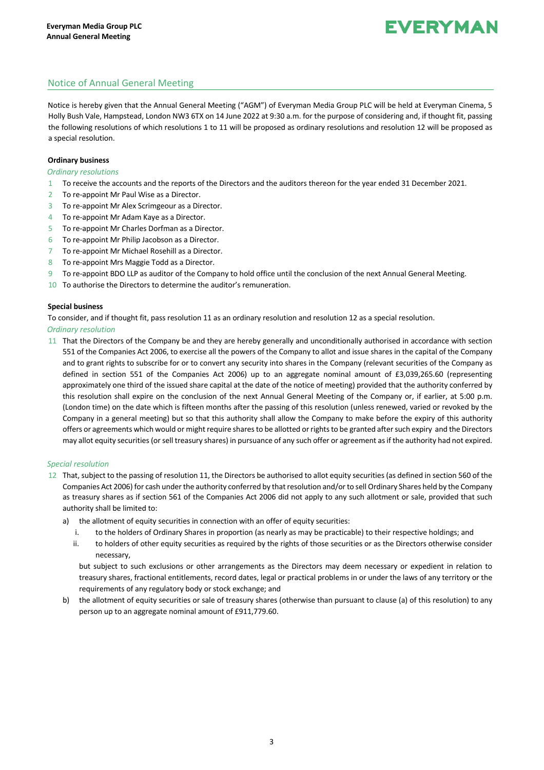## Notice of Annual General Meeting

Notice is hereby given that the Annual General Meeting ("AGM") of Everyman Media Group PLC will be held at Everyman Cinema, 5 Holly Bush Vale, Hampstead, London NW3 6TX on 14 June 2022 at 9:30 a.m. for the purpose of considering and, if thought fit, passing the following resolutions of which resolutions 1 to 11 will be proposed as ordinary resolutions and resolution 12 will be proposed as a special resolution.

**Ordinary business**

*Ordinary resolutions*

1. To receive the accounts and the reports of the Directors and the auditors thereon for the year ended 31 December 2021.
2. To re-appoint Mr Paul Wise as a Director.
3. To re-appoint Mr Alex Scrimgeour as a Director.
4. To re-appoint Mr Adam Kaye as a Director.
5. To re-appoint Mr Charles Dorfman as a Director.
6. To re-appoint Mr Philip Jacobson as a Director.
7. To re-appoint Mr Michael Rosehill as a Director.
8. To re-appoint Mrs Maggie Todd as a Director.
9. To re-appoint BDO LLP as auditor of the Company to hold office until the conclusion of the next Annual General Meeting.
10. To authorise the Directors to determine the auditor's remuneration.

**Special business**

To consider, and if thought fit, pass resolution 11 as an ordinary resolution and resolution 12 as a special resolution.

*Ordinary resolution*

11. That the Directors of the Company be and they are hereby generally and unconditionally authorised in accordance with section 551 of the Companies Act 2006, to exercise all the powers of the Company to allot and issue shares in the capital of the Company and to grant rights to subscribe for or to convert any security into shares in the Company (relevant securities of the Company as defined in section 551 of the Companies Act 2006) up to an aggregate nominal amount of £3,039,265.60 (representing approximately one third of the issued share capital at the date of the notice of meeting) provided that the authority conferred by this resolution shall expire on the conclusion of the next Annual General Meeting of the Company or, if earlier, at 5:00 p.m. (London time) on the date which is fifteen months after the passing of this resolution (unless renewed, varied or revoked by the Company in a general meeting) but so that this authority shall allow the Company to make before the expiry of this authority offers or agreements which would or might require shares to be allotted or rights to be granted after such expiry and the Directors may allot equity securities (or sell treasury shares) in pursuance of any such offer or agreement as if the authority had not expired.

*Special resolution*

12. That, subject to the passing of resolution 11, the Directors be authorised to allot equity securities (as defined in section 560 of the Companies Act 2006) for cash under the authority conferred by that resolution and/or to sell Ordinary Shares held by the Company as treasury shares as if section 561 of the Companies Act 2006 did not apply to any such allotment or sale, provided that such authority shall be limited to:

    a) the allotment of equity securities in connection with an offer of equity securities:

       i. to the holders of Ordinary Shares in proportion (as nearly as may be practicable) to their respective holdings; and

       ii. to holders of other equity securities as required by the rights of those securities or as the Directors otherwise consider necessary,

       but subject to such exclusions or other arrangements as the Directors may deem necessary or expedient in relation to treasury shares, fractional entitlements, record dates, legal or practical problems in or under the laws of any territory or the requirements of any regulatory body or stock exchange; and

    b) the allotment of equity securities or sale of treasury shares (otherwise than pursuant to clause (a) of this resolution) to any person up to an aggregate nominal amount of £911,779.60.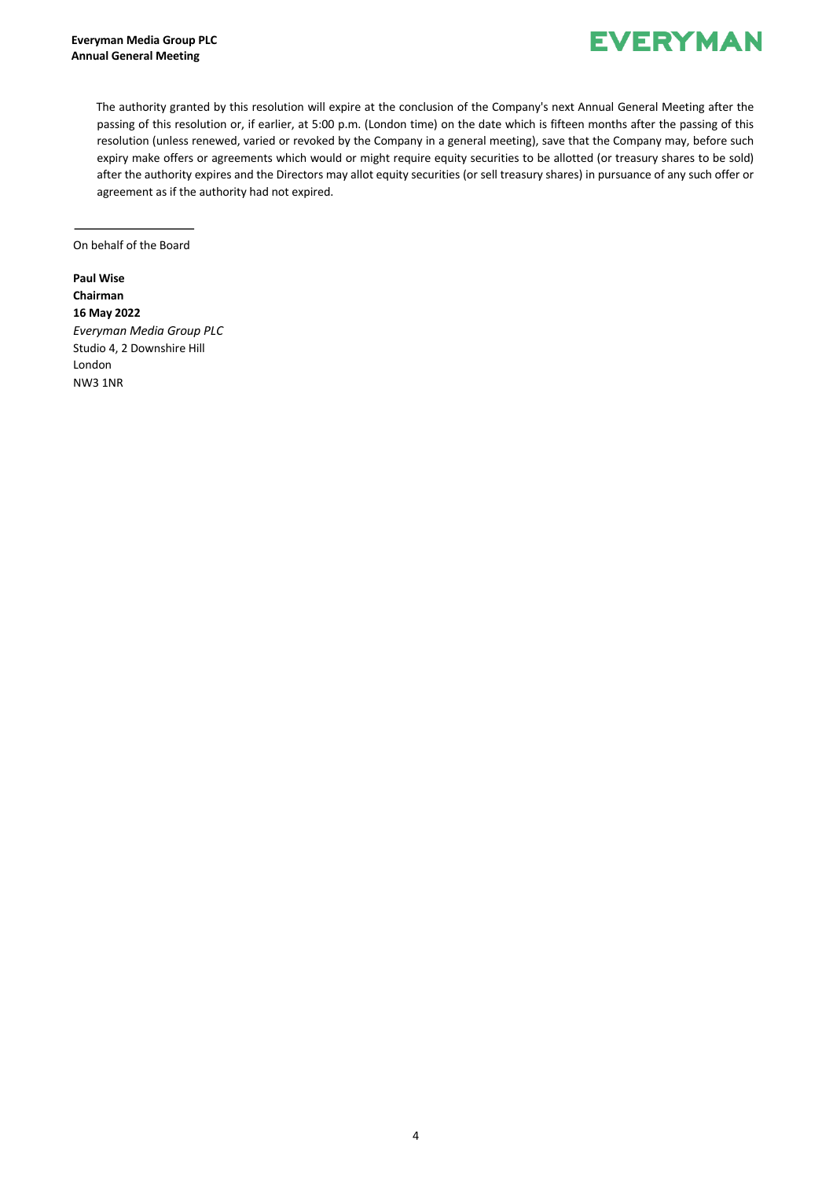The authority granted by this resolution will expire at the conclusion of the Company's next Annual General Meeting after the passing of this resolution or, if earlier, at 5:00 p.m. (London time) on the date which is fifteen months after the passing of this resolution (unless renewed, varied or revoked by the Company in a general meeting), save that the Company may, before such expiry make offers or agreements which would or might require equity securities to be allotted (or treasury shares to be sold) after the authority expires and the Directors may allot equity securities (or sell treasury shares) in pursuance of any such offer or agreement as if the authority had not expired.

On behalf of the Board

**Paul Wise**
**Chairman**
**16 May 2022**
*Everyman Media Group PLC*
Studio 4, 2 Downshire Hill
London
NW3 1NR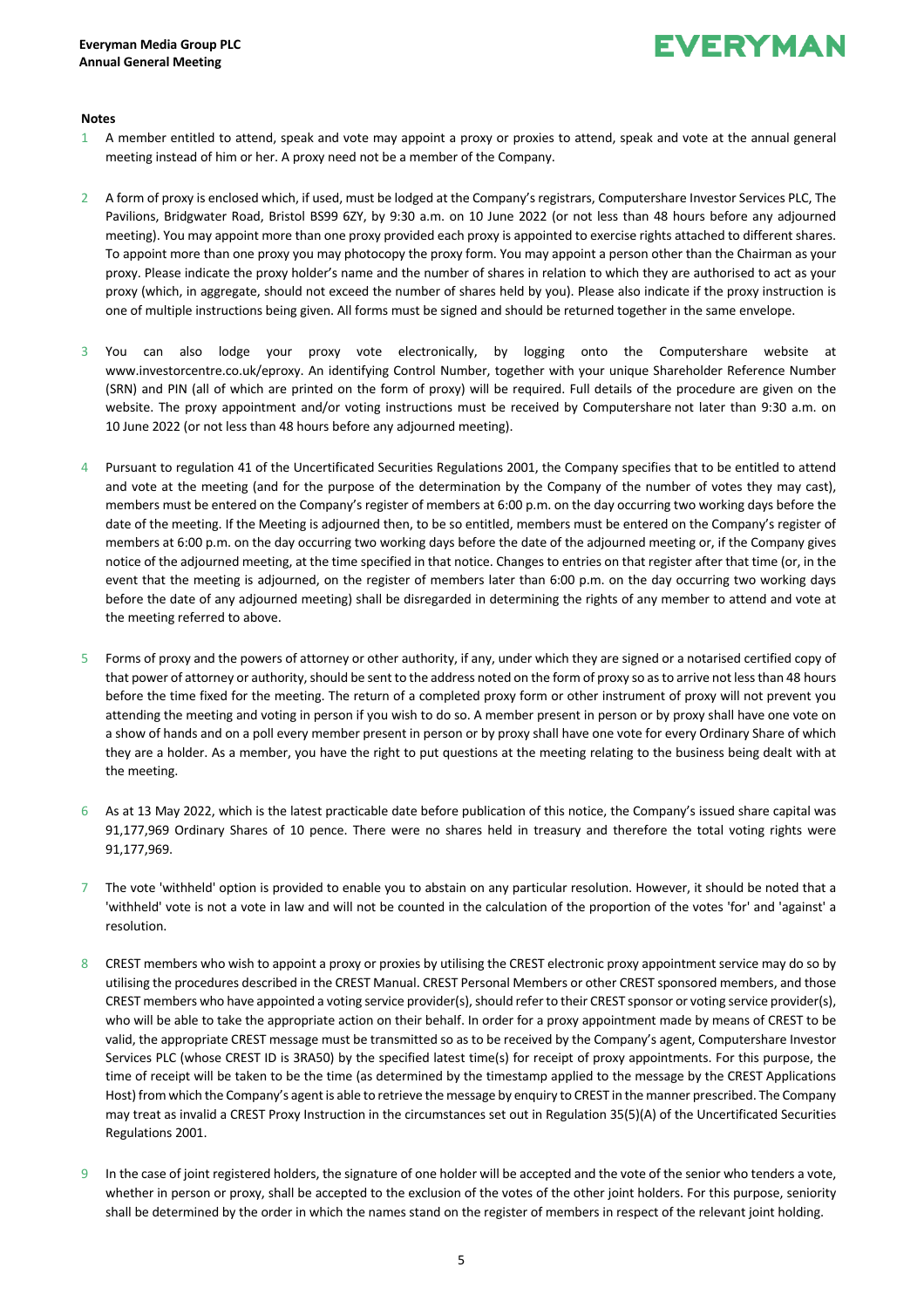**Notes**

1. A member entitled to attend, speak and vote may appoint a proxy or proxies to attend, speak and vote at the annual general meeting instead of him or her. A proxy need not be a member of the Company.

2. A form of proxy is enclosed which, if used, must be lodged at the Company's registrars, Computershare Investor Services PLC, The Pavilions, Bridgwater Road, Bristol BS99 6ZY, by 9:30 a.m. on 10 June 2022 (or not less than 48 hours before any adjourned meeting). You may appoint more than one proxy provided each proxy is appointed to exercise rights attached to different shares. To appoint more than one proxy you may photocopy the proxy form. You may appoint a person other than the Chairman as your proxy. Please indicate the proxy holder's name and the number of shares in relation to which they are authorised to act as your proxy (which, in aggregate, should not exceed the number of shares held by you). Please also indicate if the proxy instruction is one of multiple instructions being given. All forms must be signed and should be returned together in the same envelope.

3. You can also lodge your proxy vote electronically, by logging onto the Computershare website at www.investorcentre.co.uk/eproxy. An identifying Control Number, together with your unique Shareholder Reference Number (SRN) and PIN (all of which are printed on the form of proxy) will be required. Full details of the procedure are given on the website. The proxy appointment and/or voting instructions must be received by Computershare not later than 9:30 a.m. on 10 June 2022 (or not less than 48 hours before any adjourned meeting).

4. Pursuant to regulation 41 of the Uncertificated Securities Regulations 2001, the Company specifies that to be entitled to attend and vote at the meeting (and for the purpose of the determination by the Company of the number of votes they may cast), members must be entered on the Company's register of members at 6:00 p.m. on the day occurring two working days before the date of the meeting. If the Meeting is adjourned then, to be so entitled, members must be entered on the Company's register of members at 6:00 p.m. on the day occurring two working days before the date of the adjourned meeting or, if the Company gives notice of the adjourned meeting, at the time specified in that notice. Changes to entries on that register after that time (or, in the event that the meeting is adjourned, on the register of members later than 6:00 p.m. on the day occurring two working days before the date of any adjourned meeting) shall be disregarded in determining the rights of any member to attend and vote at the meeting referred to above.

5. Forms of proxy and the powers of attorney or other authority, if any, under which they are signed or a notarised certified copy of that power of attorney or authority, should be sent to the address noted on the form of proxy so as to arrive not less than 48 hours before the time fixed for the meeting. The return of a completed proxy form or other instrument of proxy will not prevent you attending the meeting and voting in person if you wish to do so. A member present in person or by proxy shall have one vote on a show of hands and on a poll every member present in person or by proxy shall have one vote for every Ordinary Share of which they are a holder. As a member, you have the right to put questions at the meeting relating to the business being dealt with at the meeting.

6. As at 13 May 2022, which is the latest practicable date before publication of this notice, the Company's issued share capital was 91,177,969 Ordinary Shares of 10 pence. There were no shares held in treasury and therefore the total voting rights were 91,177,969.

7. The vote 'withheld' option is provided to enable you to abstain on any particular resolution. However, it should be noted that a 'withheld' vote is not a vote in law and will not be counted in the calculation of the proportion of the votes 'for' and 'against' a resolution.

8. CREST members who wish to appoint a proxy or proxies by utilising the CREST electronic proxy appointment service may do so by utilising the procedures described in the CREST Manual. CREST Personal Members or other CREST sponsored members, and those CREST members who have appointed a voting service provider(s), should refer to their CREST sponsor or voting service provider(s), who will be able to take the appropriate action on their behalf. In order for a proxy appointment made by means of CREST to be valid, the appropriate CREST message must be transmitted so as to be received by the Company's agent, Computershare Investor Services PLC (whose CREST ID is 3RA50) by the specified latest time(s) for receipt of proxy appointments. For this purpose, the time of receipt will be taken to be the time (as determined by the timestamp applied to the message by the CREST Applications Host) from which the Company's agent is able to retrieve the message by enquiry to CREST in the manner prescribed. The Company may treat as invalid a CREST Proxy Instruction in the circumstances set out in Regulation 35(5)(A) of the Uncertificated Securities Regulations 2001.

9. In the case of joint registered holders, the signature of one holder will be accepted and the vote of the senior who tenders a vote, whether in person or proxy, shall be accepted to the exclusion of the votes of the other joint holders. For this purpose, seniority shall be determined by the order in which the names stand on the register of members in respect of the relevant joint holding.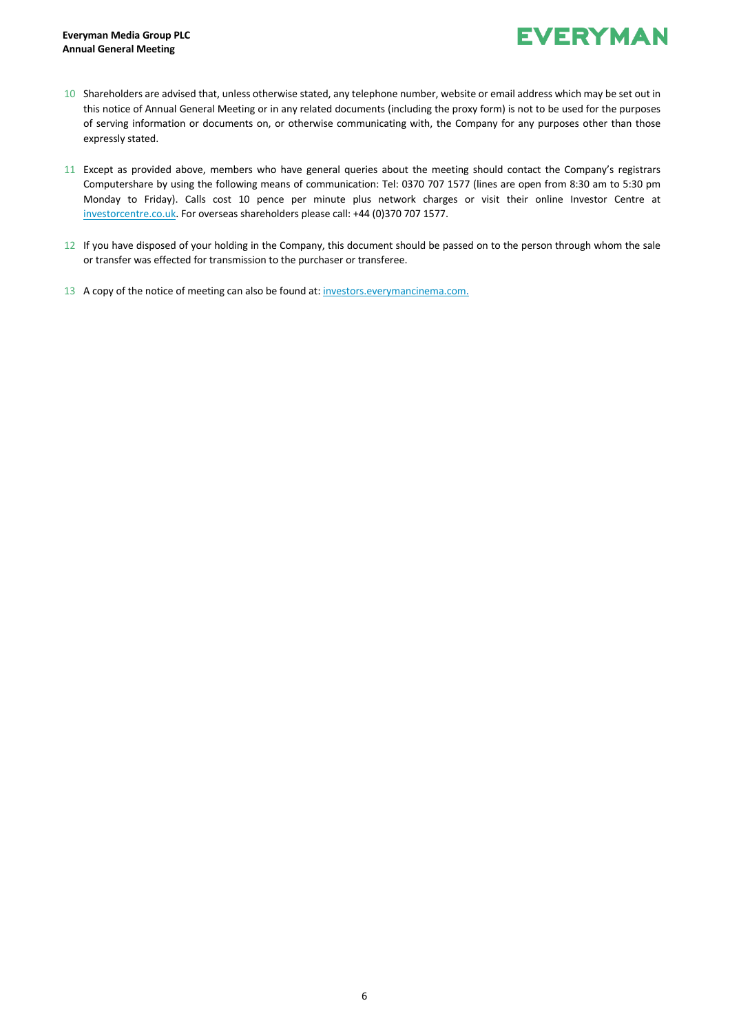10. Shareholders are advised that, unless otherwise stated, any telephone number, website or email address which may be set out in this notice of Annual General Meeting or in any related documents (including the proxy form) is not to be used for the purposes of serving information or documents on, or otherwise communicating with, the Company for any purposes other than those expressly stated.

11. Except as provided above, members who have general queries about the meeting should contact the Company's registrars Computershare by using the following means of communication: Tel: 0370 707 1577 (lines are open from 8:30 am to 5:30 pm Monday to Friday). Calls cost 10 pence per minute plus network charges or visit their online Investor Centre at investorcentre.co.uk. For overseas shareholders please call: +44 (0)370 707 1577.

12. If you have disposed of your holding in the Company, this document should be passed on to the person through whom the sale or transfer was effected for transmission to the purchaser or transferee.

13. A copy of the notice of meeting can also be found at: investors.everymancinema.com.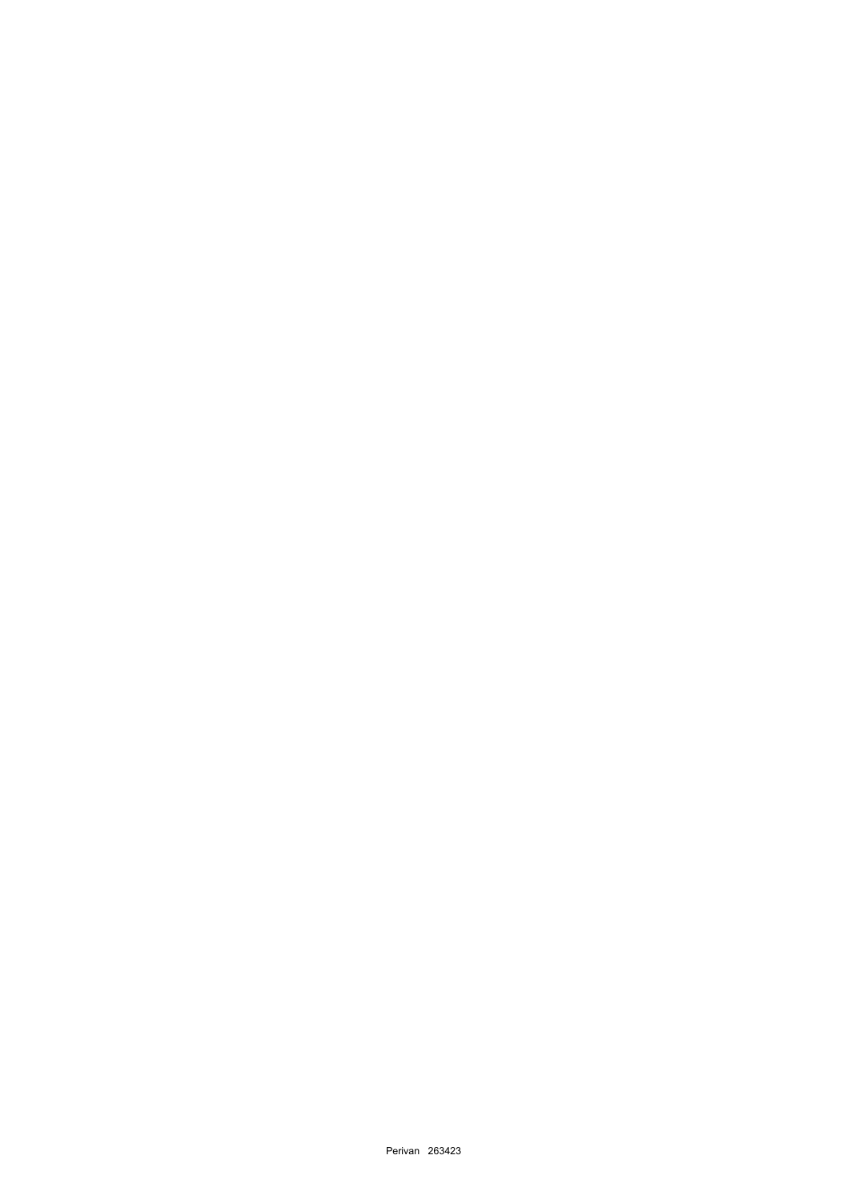Perivan 263423